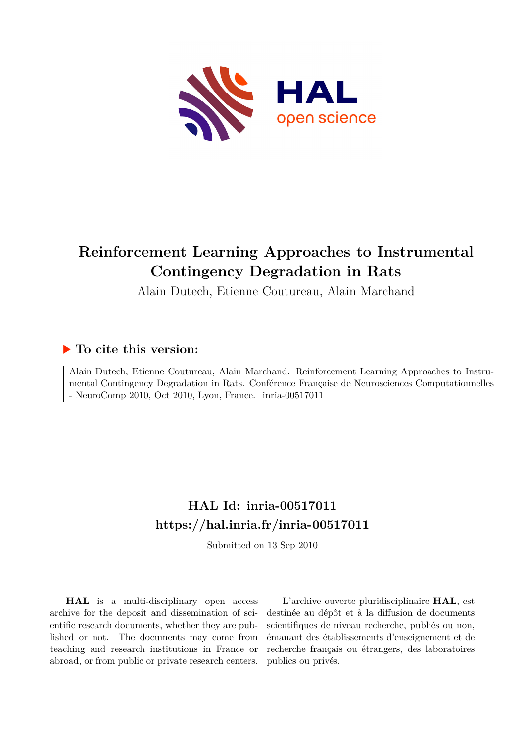# Reinforcement Learning Approaches to Instrumental Contingency Degradation in Rats

Alain Dutech, Etienne Coutureau, Alain Marchand

## ▶ To cite this version:

Alain Dutech, Etienne Coutureau, Alain Marchand. Reinforcement Learning Approaches to Instrumental Contingency Degradation in Rats. Conférence Française de Neurosciences Computationnelles - NeuroComp 2010, Oct 2010, Lyon, France. inria-00517011

## HAL Id: inria-00517011
## https://hal.inria.fr/inria-00517011

Submitted on 13 Sep 2010

**HAL** is a multi-disciplinary open access archive for the deposit and dissemination of scientific research documents, whether they are published or not. The documents may come from teaching and research institutions in France or abroad, or from public or private research centers.

L'archive ouverte pluridisciplinaire **HAL**, est destinée au dépôt et à la diffusion de documents scientifiques de niveau recherche, publiés ou non, émanant des établissements d'enseignement et de recherche français ou étrangers, des laboratoires publics ou privés.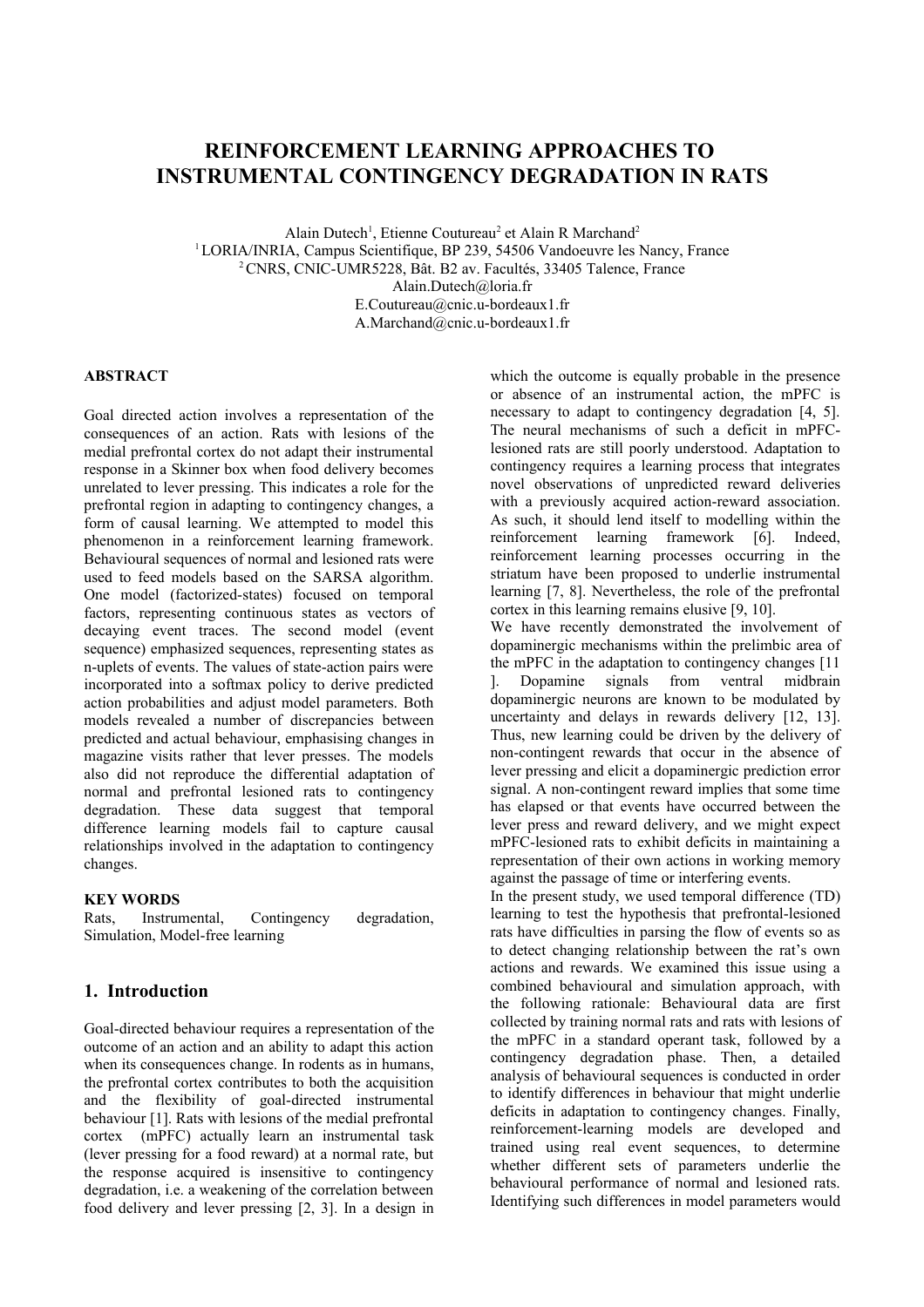# REINFORCEMENT LEARNING APPROACHES TO INSTRUMENTAL CONTINGENCY DEGRADATION IN RATS

Alain Dutech[1], Etienne Coutureau[2] et Alain R Marchand[2]
[1] LORIA/INRIA, Campus Scientifique, BP 239, 54506 Vandoeuvre les Nancy, France
[2] CNRS, CNIC-UMR5228, Bât. B2 av. Facultés, 33405 Talence, France
Alain.Dutech@loria.fr
E.Coutureau@cnic.u-bordeaux1.fr
A.Marchand@cnic.u-bordeaux1.fr

### ABSTRACT

Goal directed action involves a representation of the consequences of an action. Rats with lesions of the medial prefrontal cortex do not adapt their instrumental response in a Skinner box when food delivery becomes unrelated to lever pressing. This indicates a role for the prefrontal region in adapting to contingency changes, a form of causal learning. We attempted to model this phenomenon in a reinforcement learning framework. Behavioural sequences of normal and lesioned rats were used to feed models based on the SARSA algorithm. One model (factorized-states) focused on temporal factors, representing continuous states as vectors of decaying event traces. The second model (event sequence) emphasized sequences, representing states as n-uplets of events. The values of state-action pairs were incorporated into a softmax policy to derive predicted action probabilities and adjust model parameters. Both models revealed a number of discrepancies between predicted and actual behaviour, emphasising changes in magazine visits rather that lever presses. The models also did not reproduce the differential adaptation of normal and prefrontal lesioned rats to contingency degradation. These data suggest that temporal difference learning models fail to capture causal relationships involved in the adaptation to contingency changes.

### KEY WORDS

Rats, Instrumental, Contingency degradation, Simulation, Model-free learning

## 1. Introduction

Goal-directed behaviour requires a representation of the outcome of an action and an ability to adapt this action when its consequences change. In rodents as in humans, the prefrontal cortex contributes to both the acquisition and the flexibility of goal-directed instrumental behaviour [1]. Rats with lesions of the medial prefrontal cortex (mPFC) actually learn an instrumental task (lever pressing for a food reward) at a normal rate, but the response acquired is insensitive to contingency degradation, i.e. a weakening of the correlation between food delivery and lever pressing [2, 3]. In a design in which the outcome is equally probable in the presence or absence of an instrumental action, the mPFC is necessary to adapt to contingency degradation [4, 5]. The neural mechanisms of such a deficit in mPFC-lesioned rats are still poorly understood. Adaptation to contingency requires a learning process that integrates novel observations of unpredicted reward deliveries with a previously acquired action-reward association. As such, it should lend itself to modelling within the reinforcement learning framework [6]. Indeed, reinforcement learning processes occurring in the striatum have been proposed to underlie instrumental learning [7, 8]. Nevertheless, the role of the prefrontal cortex in this learning remains elusive [9, 10].

We have recently demonstrated the involvement of dopaminergic mechanisms within the prelimbic area of the mPFC in the adaptation to contingency changes [11 ]. Dopamine signals from ventral midbrain dopaminergic neurons are known to be modulated by uncertainty and delays in rewards delivery [12, 13]. Thus, new learning could be driven by the delivery of non-contingent rewards that occur in the absence of lever pressing and elicit a dopaminergic prediction error signal. A non-contingent reward implies that some time has elapsed or that events have occurred between the lever press and reward delivery, and we might expect mPFC-lesioned rats to exhibit deficits in maintaining a representation of their own actions in working memory against the passage of time or interfering events.

In the present study, we used temporal difference (TD) learning to test the hypothesis that prefrontal-lesioned rats have difficulties in parsing the flow of events so as to detect changing relationship between the rat's own actions and rewards. We examined this issue using a combined behavioural and simulation approach, with the following rationale: Behavioural data are first collected by training normal rats and rats with lesions of the mPFC in a standard operant task, followed by a contingency degradation phase. Then, a detailed analysis of behavioural sequences is conducted in order to identify differences in behaviour that might underlie deficits in adaptation to contingency changes. Finally, reinforcement-learning models are developed and trained using real event sequences, to determine whether different sets of parameters underlie the behavioural performance of normal and lesioned rats. Identifying such differences in model parameters would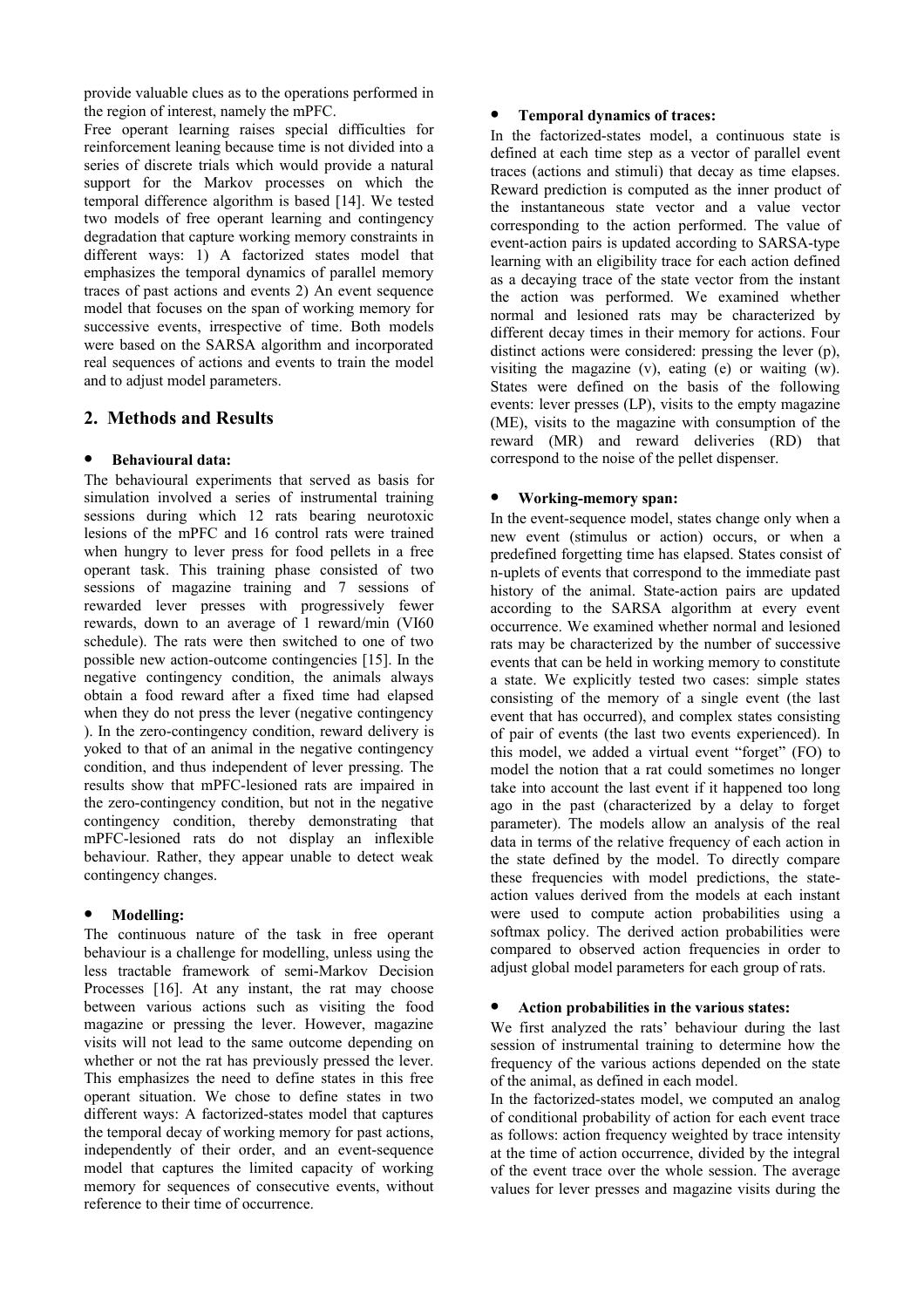provide valuable clues as to the operations performed in the region of interest, namely the mPFC.

Free operant learning raises special difficulties for reinforcement leaning because time is not divided into a series of discrete trials which would provide a natural support for the Markov processes on which the temporal difference algorithm is based [14]. We tested two models of free operant learning and contingency degradation that capture working memory constraints in different ways: 1) A factorized states model that emphasizes the temporal dynamics of parallel memory traces of past actions and events 2) An event sequence model that focuses on the span of working memory for successive events, irrespective of time. Both models were based on the SARSA algorithm and incorporated real sequences of actions and events to train the model and to adjust model parameters.

## 2. Methods and Results

- **Behavioural data:**

The behavioural experiments that served as basis for simulation involved a series of instrumental training sessions during which 12 rats bearing neurotoxic lesions of the mPFC and 16 control rats were trained when hungry to lever press for food pellets in a free operant task. This training phase consisted of two sessions of magazine training and 7 sessions of rewarded lever presses with progressively fewer rewards, down to an average of 1 reward/min (VI60 schedule). The rats were then switched to one of two possible new action-outcome contingencies [15]. In the negative contingency condition, the animals always obtain a food reward after a fixed time had elapsed when they do not press the lever (negative contingency ). In the zero-contingency condition, reward delivery is yoked to that of an animal in the negative contingency condition, and thus independent of lever pressing. The results show that mPFC-lesioned rats are impaired in the zero-contingency condition, but not in the negative contingency condition, thereby demonstrating that mPFC-lesioned rats do not display an inflexible behaviour. Rather, they appear unable to detect weak contingency changes.

- **Modelling:**

The continuous nature of the task in free operant behaviour is a challenge for modelling, unless using the less tractable framework of semi-Markov Decision Processes [16]. At any instant, the rat may choose between various actions such as visiting the food magazine or pressing the lever. However, magazine visits will not lead to the same outcome depending on whether or not the rat has previously pressed the lever. This emphasizes the need to define states in this free operant situation. We chose to define states in two different ways: A factorized-states model that captures the temporal decay of working memory for past actions, independently of their order, and an event-sequence model that captures the limited capacity of working memory for sequences of consecutive events, without reference to their time of occurrence.

- **Temporal dynamics of traces:**

In the factorized-states model, a continuous state is defined at each time step as a vector of parallel event traces (actions and stimuli) that decay as time elapses. Reward prediction is computed as the inner product of the instantaneous state vector and a value vector corresponding to the action performed. The value of event-action pairs is updated according to SARSA-type learning with an eligibility trace for each action defined as a decaying trace of the state vector from the instant the action was performed. We examined whether normal and lesioned rats may be characterized by different decay times in their memory for actions. Four distinct actions were considered: pressing the lever (p), visiting the magazine (v), eating (e) or waiting (w). States were defined on the basis of the following events: lever presses (LP), visits to the empty magazine (ME), visits to the magazine with consumption of the reward (MR) and reward deliveries (RD) that correspond to the noise of the pellet dispenser.

- **Working-memory span:**

In the event-sequence model, states change only when a new event (stimulus or action) occurs, or when a predefined forgetting time has elapsed. States consist of n-uplets of events that correspond to the immediate past history of the animal. State-action pairs are updated according to the SARSA algorithm at every event occurrence. We examined whether normal and lesioned rats may be characterized by the number of successive events that can be held in working memory to constitute a state. We explicitly tested two cases: simple states consisting of the memory of a single event (the last event that has occurred), and complex states consisting of pair of events (the last two events experienced). In this model, we added a virtual event "forget" (FO) to model the notion that a rat could sometimes no longer take into account the last event if it happened too long ago in the past (characterized by a delay to forget parameter). The models allow an analysis of the real data in terms of the relative frequency of each action in the state defined by the model. To directly compare these frequencies with model predictions, the state-action values derived from the models at each instant were used to compute action probabilities using a softmax policy. The derived action probabilities were compared to observed action frequencies in order to adjust global model parameters for each group of rats.

- **Action probabilities in the various states:**

We first analyzed the rats' behaviour during the last session of instrumental training to determine how the frequency of the various actions depended on the state of the animal, as defined in each model.

In the factorized-states model, we computed an analog of conditional probability of action for each event trace as follows: action frequency weighted by trace intensity at the time of action occurrence, divided by the integral of the event trace over the whole session. The average values for lever presses and magazine visits during the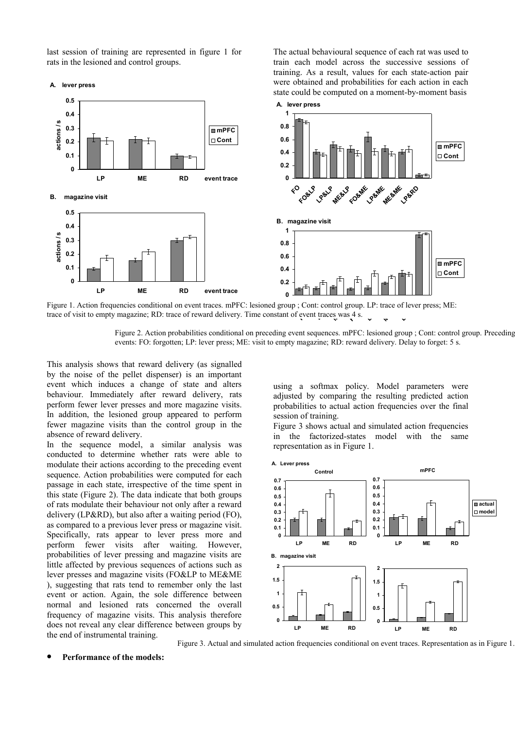last session of training are represented in figure 1 for rats in the lesioned and control groups.

Figure 1. Action frequencies conditional on event traces. mPFC: lesioned group ; Cont: control group. LP: trace of lever press; ME: trace of visit to empty magazine; RD: trace of reward delivery. Time constant of event traces was 4 s.

This analysis shows that reward delivery (as signalled by the noise of the pellet dispenser) is an important event which induces a change of state and alters behaviour. Immediately after reward delivery, rats perform fewer lever presses and more magazine visits. In addition, the lesioned group appeared to perform fewer magazine visits than the control group in the absence of reward delivery.

In the sequence model, a similar analysis was conducted to determine whether rats were able to modulate their actions according to the preceding event sequence. Action probabilities were computed for each passage in each state, irrespective of the time spent in this state (Figure 2). The data indicate that both groups of rats modulate their behaviour not only after a reward delivery (LP&RD), but also after a waiting period (FO), as compared to a previous lever press or magazine visit. Specifically, rats appear to lever press more and perform fewer visits after waiting. However, probabilities of lever pressing and magazine visits are little affected by previous sequences of actions such as lever presses and magazine visits (FO&LP to ME&ME ), suggesting that rats tend to remember only the last event or action. Again, the sole difference between normal and lesioned rats concerned the overall frequency of magazine visits. This analysis therefore does not reveal any clear difference between groups by the end of instrumental training.

The actual behavioural sequence of each rat was used to train each model across the successive sessions of training. As a result, values for each state-action pair were obtained and probabilities for each action in each state could be computed on a moment-by-moment basis using a softmax policy. Model parameters were adjusted by comparing the resulting predicted action probabilities to actual action frequencies over the final session of training.

Figure 2. Action probabilities conditional on preceding event sequences. mPFC: lesioned group ; Cont: control group. Preceding events: FO: forgotten; LP: lever press; ME: visit to empty magazine; RD: reward delivery. Delay to forget: 5 s.

Figure 3 shows actual and simulated action frequencies in the factorized-states model with the same representation as in Figure 1.

Figure 3. Actual and simulated action frequencies conditional on event traces. Representation as in Figure 1.

- **Performance of the models:**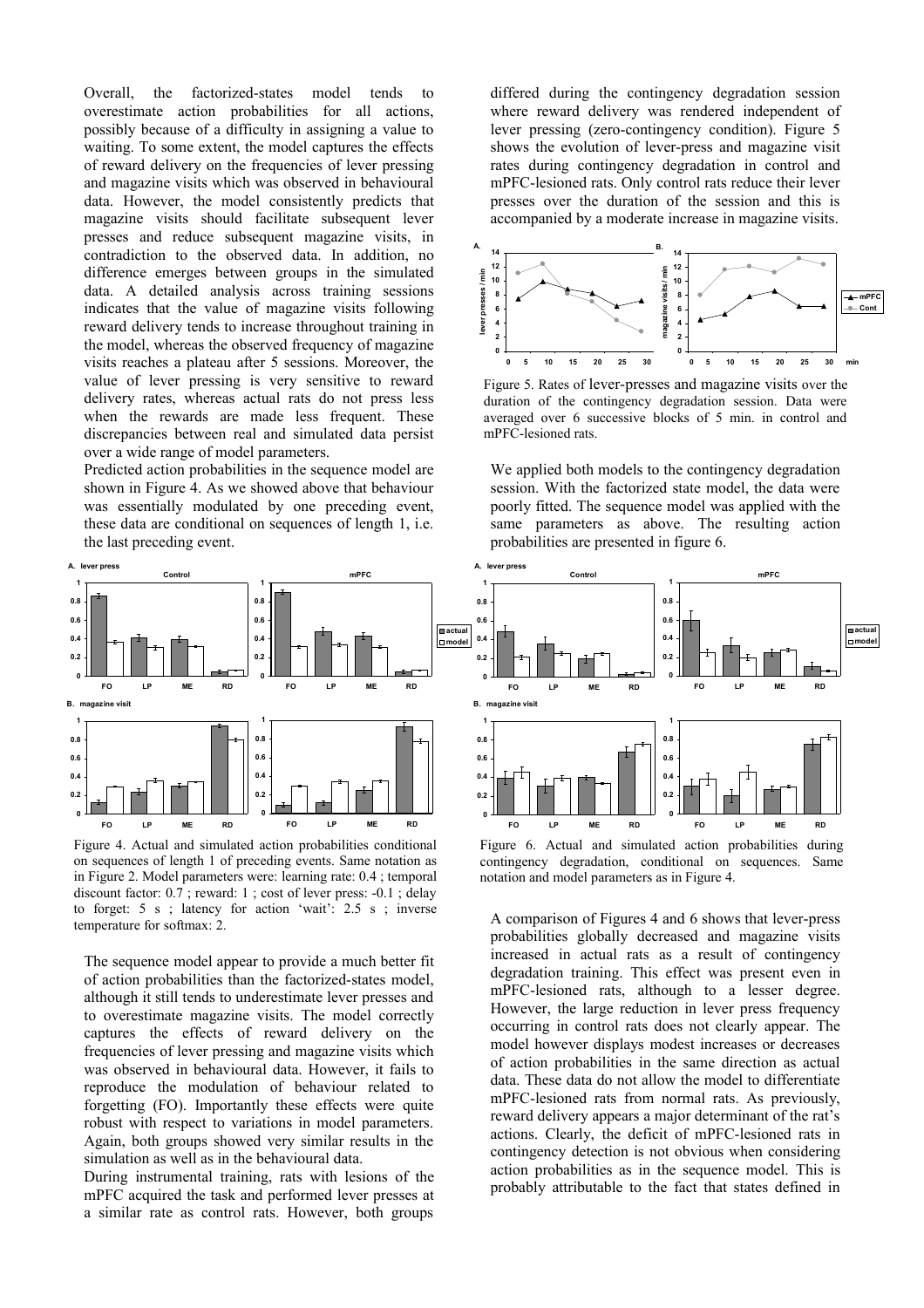Overall, the factorized-states model tends to overestimate action probabilities for all actions, possibly because of a difficulty in assigning a value to waiting. To some extent, the model captures the effects of reward delivery on the frequencies of lever pressing and magazine visits which was observed in behavioural data. However, the model consistently predicts that magazine visits should facilitate subsequent lever presses and reduce subsequent magazine visits, in contradiction to the observed data. In addition, no difference emerges between groups in the simulated data. A detailed analysis across training sessions indicates that the value of magazine visits following reward delivery tends to increase throughout training in the model, whereas the observed frequency of magazine visits reaches a plateau after 5 sessions. Moreover, the value of lever pressing is very sensitive to reward delivery rates, whereas actual rats do not press less when the rewards are made less frequent. These discrepancies between real and simulated data persist over a wide range of model parameters.

Predicted action probabilities in the sequence model are shown in Figure 4. As we showed above that behaviour was essentially modulated by one preceding event, these data are conditional on sequences of length 1, i.e. the last preceding event.

Figure 4. Actual and simulated action probabilities conditional on sequences of length 1 of preceding events. Same notation as in Figure 2. Model parameters were: learning rate: 0.4 ; temporal discount factor: 0.7 ; reward: 1 ; cost of lever press: -0.1 ; delay to forget: 5 s ; latency for action 'wait': 2.5 s ; inverse temperature for softmax: 2.

The sequence model appear to provide a much better fit of action probabilities than the factorized-states model, although it still tends to underestimate lever presses and to overestimate magazine visits. The model correctly captures the effects of reward delivery on the frequencies of lever pressing and magazine visits which was observed in behavioural data. However, it fails to reproduce the modulation of behaviour related to forgetting (FO). Importantly these effects were quite robust with respect to variations in model parameters. Again, both groups showed very similar results in the simulation as well as in the behavioural data.

During instrumental training, rats with lesions of the mPFC acquired the task and performed lever presses at a similar rate as control rats. However, both groups differed during the contingency degradation session where reward delivery was rendered independent of lever pressing (zero-contingency condition). Figure 5 shows the evolution of lever-press and magazine visit rates during contingency degradation in control and mPFC-lesioned rats. Only control rats reduce their lever presses over the duration of the session and this is accompanied by a moderate increase in magazine visits.

Figure 5. Rates of lever-presses and magazine visits over the duration of the contingency degradation session. Data were averaged over 6 successive blocks of 5 min. in control and mPFC-lesioned rats.

We applied both models to the contingency degradation session. With the factorized state model, the data were poorly fitted. The sequence model was applied with the same parameters as above. The resulting action probabilities are presented in figure 6.

Figure 6. Actual and simulated action probabilities during contingency degradation, conditional on sequences. Same notation and model parameters as in Figure 4.

A comparison of Figures 4 and 6 shows that lever-press probabilities globally decreased and magazine visits increased in actual rats as a result of contingency degradation training. This effect was present even in mPFC-lesioned rats, although to a lesser degree. However, the large reduction in lever press frequency occurring in control rats does not clearly appear. The model however displays modest increases or decreases of action probabilities in the same direction as actual data. These data do not allow the model to differentiate mPFC-lesioned rats from normal rats. As previously, reward delivery appears a major determinant of the rat's actions. Clearly, the deficit of mPFC-lesioned rats in contingency detection is not obvious when considering action probabilities as in the sequence model. This is probably attributable to the fact that states defined in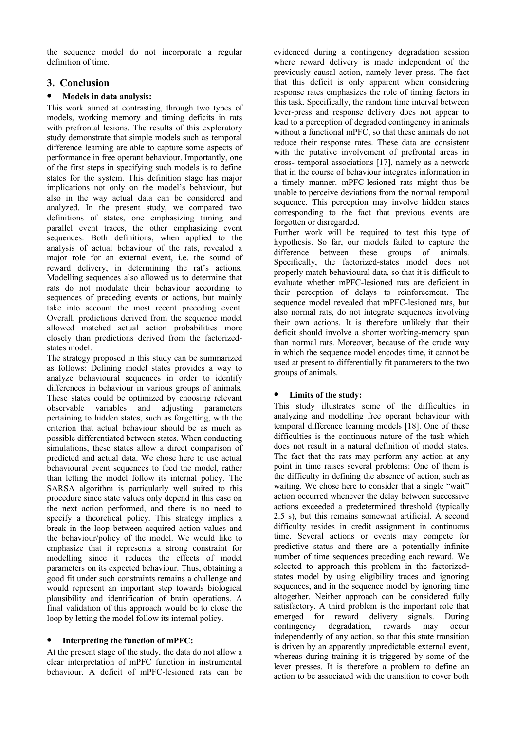the sequence model do not incorporate a regular definition of time.

## 3. Conclusion

- **Models in data analysis:**

This work aimed at contrasting, through two types of models, working memory and timing deficits in rats with prefrontal lesions. The results of this exploratory study demonstrate that simple models such as temporal difference learning are able to capture some aspects of performance in free operant behaviour. Importantly, one of the first steps in specifying such models is to define states for the system. This definition stage has major implications not only on the model's behaviour, but also in the way actual data can be considered and analyzed. In the present study, we compared two definitions of states, one emphasizing timing and parallel event traces, the other emphasizing event sequences. Both definitions, when applied to the analysis of actual behaviour of the rats, revealed a major role for an external event, i.e. the sound of reward delivery, in determining the rat's actions. Modelling sequences also allowed us to determine that rats do not modulate their behaviour according to sequences of preceding events or actions, but mainly take into account the most recent preceding event. Overall, predictions derived from the sequence model allowed matched actual action probabilities more closely than predictions derived from the factorized-states model.

The strategy proposed in this study can be summarized as follows: Defining model states provides a way to analyze behavioural sequences in order to identify differences in behaviour in various groups of animals. These states could be optimized by choosing relevant observable variables and adjusting parameters pertaining to hidden states, such as forgetting, with the criterion that actual behaviour should be as much as possible differentiated between states. When conducting simulations, these states allow a direct comparison of predicted and actual data. We chose here to use actual behavioural event sequences to feed the model, rather than letting the model follow its internal policy. The SARSA algorithm is particularly well suited to this procedure since state values only depend in this case on the next action performed, and there is no need to specify a theoretical policy. This strategy implies a break in the loop between acquired action values and the behaviour/policy of the model. We would like to emphasize that it represents a strong constraint for modelling since it reduces the effects of model parameters on its expected behaviour. Thus, obtaining a good fit under such constraints remains a challenge and would represent an important step towards biological plausibility and identification of brain operations. A final validation of this approach would be to close the loop by letting the model follow its internal policy.

- **Interpreting the function of mPFC:**

At the present stage of the study, the data do not allow a clear interpretation of mPFC function in instrumental behaviour. A deficit of mPFC-lesioned rats can be evidenced during a contingency degradation session where reward delivery is made independent of the previously causal action, namely lever press. The fact that this deficit is only apparent when considering response rates emphasizes the role of timing factors in this task. Specifically, the random time interval between lever-press and response delivery does not appear to lead to a perception of degraded contingency in animals without a functional mPFC, so that these animals do not reduce their response rates. These data are consistent with the putative involvement of prefrontal areas in cross- temporal associations [17], namely as a network that in the course of behaviour integrates information in a timely manner. mPFC-lesioned rats might thus be unable to perceive deviations from the normal temporal sequence. This perception may involve hidden states corresponding to the fact that previous events are forgotten or disregarded.

Further work will be required to test this type of hypothesis. So far, our models failed to capture the difference between these groups of animals. Specifically, the factorized-states model does not properly match behavioural data, so that it is difficult to evaluate whether mPFC-lesioned rats are deficient in their perception of delays to reinforcement. The sequence model revealed that mPFC-lesioned rats, but also normal rats, do not integrate sequences involving their own actions. It is therefore unlikely that their deficit should involve a shorter working-memory span than normal rats. Moreover, because of the crude way in which the sequence model encodes time, it cannot be used at present to differentially fit parameters to the two groups of animals.

- **Limits of the study:**

This study illustrates some of the difficulties in analyzing and modelling free operant behaviour with temporal difference learning models [18]. One of these difficulties is the continuous nature of the task which does not result in a natural definition of model states. The fact that the rats may perform any action at any point in time raises several problems: One of them is the difficulty in defining the absence of action, such as waiting. We chose here to consider that a single "wait" action occurred whenever the delay between successive actions exceeded a predetermined threshold (typically 2.5 s), but this remains somewhat artificial. A second difficulty resides in credit assignment in continuous time. Several actions or events may compete for predictive status and there are a potentially infinite number of time sequences preceding each reward. We selected to approach this problem in the factorized-states model by using eligibility traces and ignoring sequences, and in the sequence model by ignoring time altogether. Neither approach can be considered fully satisfactory. A third problem is the important role that emerged for reward delivery signals. During contingency degradation, rewards may occur independently of any action, so that this state transition is driven by an apparently unpredictable external event, whereas during training it is triggered by some of the lever presses. It is therefore a problem to define an action to be associated with the transition to cover both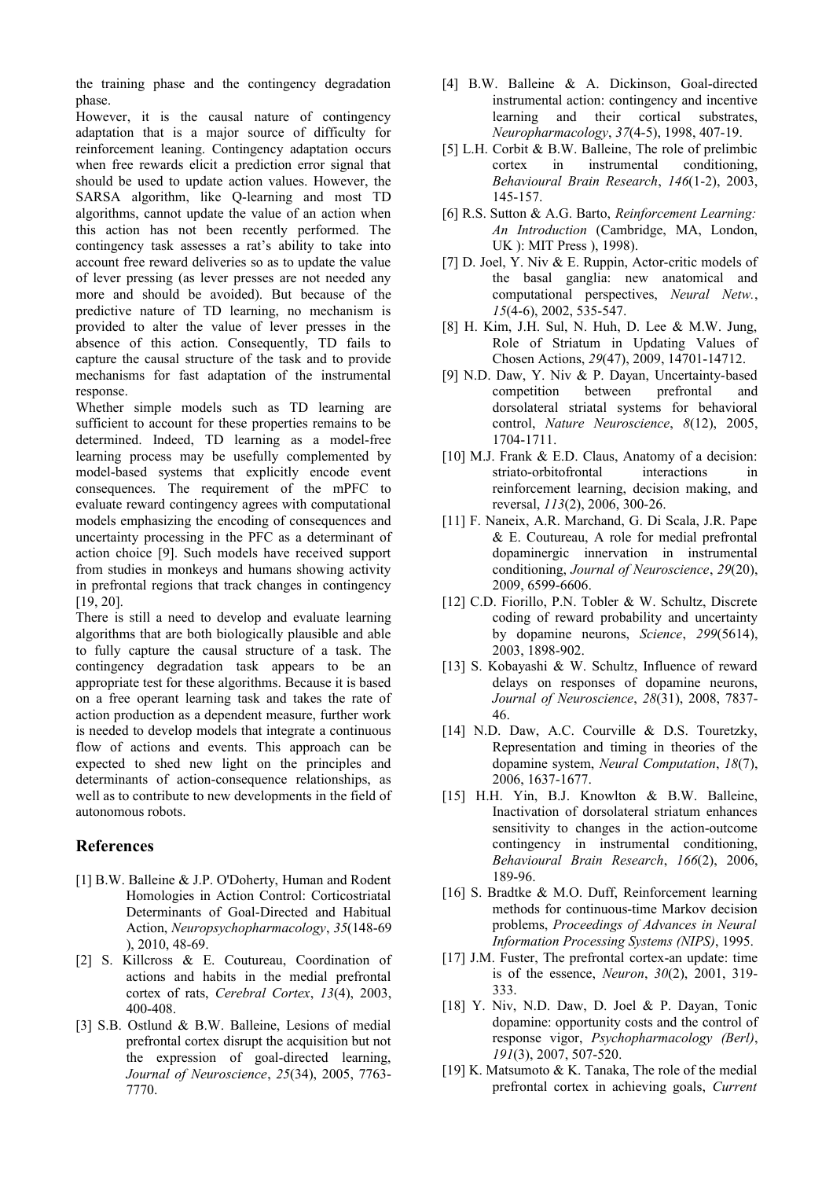the training phase and the contingency degradation phase.

However, it is the causal nature of contingency adaptation that is a major source of difficulty for reinforcement leaning. Contingency adaptation occurs when free rewards elicit a prediction error signal that should be used to update action values. However, the SARSA algorithm, like Q-learning and most TD algorithms, cannot update the value of an action when this action has not been recently performed. The contingency task assesses a rat's ability to take into account free reward deliveries so as to update the value of lever pressing (as lever presses are not needed any more and should be avoided). But because of the predictive nature of TD learning, no mechanism is provided to alter the value of lever presses in the absence of this action. Consequently, TD fails to capture the causal structure of the task and to provide mechanisms for fast adaptation of the instrumental response.

Whether simple models such as TD learning are sufficient to account for these properties remains to be determined. Indeed, TD learning as a model-free learning process may be usefully complemented by model-based systems that explicitly encode event consequences. The requirement of the mPFC to evaluate reward contingency agrees with computational models emphasizing the encoding of consequences and uncertainty processing in the PFC as a determinant of action choice [9]. Such models have received support from studies in monkeys and humans showing activity in prefrontal regions that track changes in contingency [19, 20].

There is still a need to develop and evaluate learning algorithms that are both biologically plausible and able to fully capture the causal structure of a task. The contingency degradation task appears to be an appropriate test for these algorithms. Because it is based on a free operant learning task and takes the rate of action production as a dependent measure, further work is needed to develop models that integrate a continuous flow of actions and events. This approach can be expected to shed new light on the principles and determinants of action-consequence relationships, as well as to contribute to new developments in the field of autonomous robots.

## References

[1] B.W. Balleine & J.P. O'Doherty, Human and Rodent Homologies in Action Control: Corticostriatal Determinants of Goal-Directed and Habitual Action, *Neuropsychopharmacology*, *35*(148-69 ), 2010, 48-69.

[2] S. Killcross & E. Coutureau, Coordination of actions and habits in the medial prefrontal cortex of rats, *Cerebral Cortex*, *13*(4), 2003, 400-408.

[3] S.B. Ostlund & B.W. Balleine, Lesions of medial prefrontal cortex disrupt the acquisition but not the expression of goal-directed learning, *Journal of Neuroscience*, *25*(34), 2005, 7763-7770.

[4] B.W. Balleine & A. Dickinson, Goal-directed instrumental action: contingency and incentive learning and their cortical substrates, *Neuropharmacology*, *37*(4-5), 1998, 407-19.

[5] L.H. Corbit & B.W. Balleine, The role of prelimbic cortex in instrumental conditioning, *Behavioural Brain Research*, *146*(1-2), 2003, 145-157.

[6] R.S. Sutton & A.G. Barto, *Reinforcement Learning: An Introduction* (Cambridge, MA, London, UK ): MIT Press ), 1998).

[7] D. Joel, Y. Niv & E. Ruppin, Actor-critic models of the basal ganglia: new anatomical and computational perspectives, *Neural Netw.*, *15*(4-6), 2002, 535-547.

[8] H. Kim, J.H. Sul, N. Huh, D. Lee & M.W. Jung, Role of Striatum in Updating Values of Chosen Actions, *29*(47), 2009, 14701-14712.

[9] N.D. Daw, Y. Niv & P. Dayan, Uncertainty-based competition between prefrontal and dorsolateral striatal systems for behavioral control, *Nature Neuroscience*, *8*(12), 2005, 1704-1711.

[10] M.J. Frank & E.D. Claus, Anatomy of a decision: striato-orbitofrontal interactions in reinforcement learning, decision making, and reversal, *113*(2), 2006, 300-26.

[11] F. Naneix, A.R. Marchand, G. Di Scala, J.R. Pape & E. Coutureau, A role for medial prefrontal dopaminergic innervation in instrumental conditioning, *Journal of Neuroscience*, *29*(20), 2009, 6599-6606.

[12] C.D. Fiorillo, P.N. Tobler & W. Schultz, Discrete coding of reward probability and uncertainty by dopamine neurons, *Science*, *299*(5614), 2003, 1898-902.

[13] S. Kobayashi & W. Schultz, Influence of reward delays on responses of dopamine neurons, *Journal of Neuroscience*, *28*(31), 2008, 7837-46.

[14] N.D. Daw, A.C. Courville & D.S. Touretzky, Representation and timing in theories of the dopamine system, *Neural Computation*, *18*(7), 2006, 1637-1677.

[15] H.H. Yin, B.J. Knowlton & B.W. Balleine, Inactivation of dorsolateral striatum enhances sensitivity to changes in the action-outcome contingency in instrumental conditioning, *Behavioural Brain Research*, *166*(2), 2006, 189-96.

[16] S. Bradtke & M.O. Duff, Reinforcement learning methods for continuous-time Markov decision problems, *Proceedings of Advances in Neural Information Processing Systems (NIPS)*, 1995.

[17] J.M. Fuster, The prefrontal cortex-an update: time is of the essence, *Neuron*, *30*(2), 2001, 319-333.

[18] Y. Niv, N.D. Daw, D. Joel & P. Dayan, Tonic dopamine: opportunity costs and the control of response vigor, *Psychopharmacology (Berl)*, *191*(3), 2007, 507-520.

[19] K. Matsumoto & K. Tanaka, The role of the medial prefrontal cortex in achieving goals, *Current*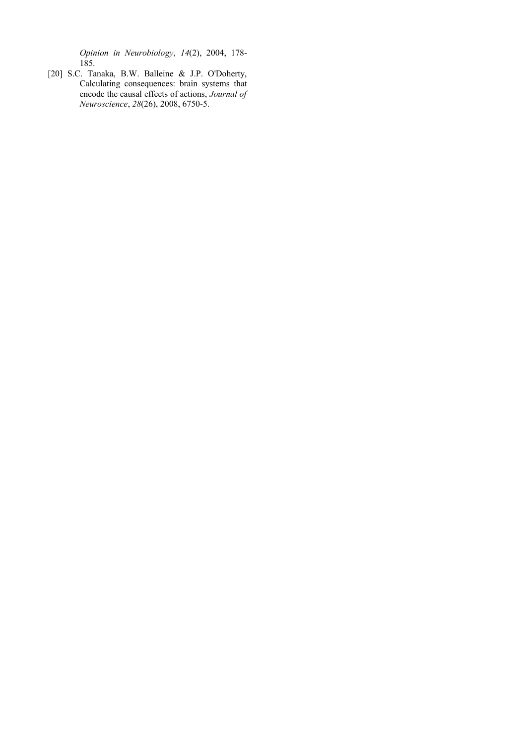*Opinion in Neurobiology*, *14*(2), 2004, 178-185.

[20] S.C. Tanaka, B.W. Balleine & J.P. O'Doherty, Calculating consequences: brain systems that encode the causal effects of actions, *Journal of Neuroscience*, *28*(26), 2008, 6750-5.